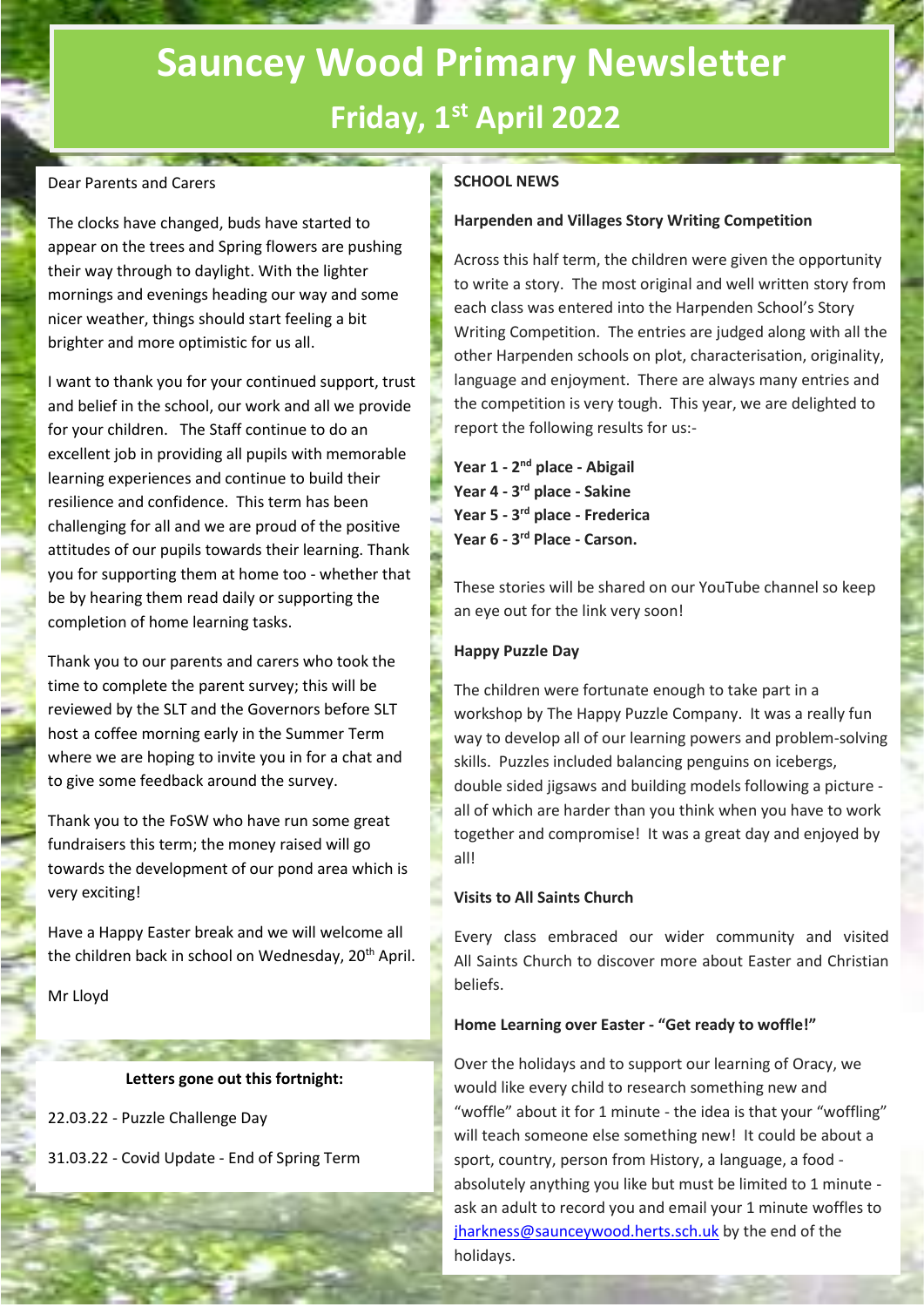# Sauncey Wood Primary Newsletter

## Friday, 1st April 2022

Dear Parents and Carers

The clocks have changed, buds have started to appear on the trees and Spring flowers are pushing their way through to daylight. With the lighter mornings and evenings heading our way and some nicer weather, things should start feeling a bit brighter and more optimistic for us all.

I want to thank you for your continued support, trust and belief in the school, our work and all we provide for your children. The Staff continue to do an excellent job in providing all pupils with memorable learning experiences and continue to build their resilience and confidence. This term has been challenging for all and we are proud of the positive attitudes of our pupils towards their learning. Thank you for supporting them at home too - whether that be by hearing them read daily or supporting the completion of home learning tasks.

Thank you to our parents and carers who took the time to complete the parent survey; this will be reviewed by the SLT and the Governors before SLT host a coffee morning early in the Summer Term where we are hoping to invite you in for a chat and to give some feedback around the survey.

Thank you to the FoSW who have run some great fundraisers this term; the money raised will go towards the development of our pond area which is very exciting!

Have a Happy Easter break and we will welcome all the children back in school on Wednesday, 20th April.

Mr Lloyd

**Letters gone out this fortnight:**

22.03.22 - Puzzle Challenge Day

31.03.22 - Covid Update - End of Spring Term

**SCHOOL NEWS**

**Harpenden and Villages Story Writing Competition**

Across this half term, the children were given the opportunity to write a story. The most original and well written story from each class was entered into the Harpenden School's Story Writing Competition. The entries are judged along with all the other Harpenden schools on plot, characterisation, originality, language and enjoyment. There are always many entries and the competition is very tough. This year, we are delighted to report the following results for us:-

**Year 1 - 2nd place - Abigail**
**Year 4 - 3rd place - Sakine**
**Year 5 - 3rd place - Frederica**
**Year 6 - 3rd Place - Carson.**

These stories will be shared on our YouTube channel so keep an eye out for the link very soon!

**Happy Puzzle Day**

The children were fortunate enough to take part in a workshop by The Happy Puzzle Company. It was a really fun way to develop all of our learning powers and problem-solving skills. Puzzles included balancing penguins on icebergs, double sided jigsaws and building models following a picture - all of which are harder than you think when you have to work together and compromise! It was a great day and enjoyed by all!

**Visits to All Saints Church**

Every class embraced our wider community and visited All Saints Church to discover more about Easter and Christian beliefs.

**Home Learning over Easter - "Get ready to woffle!"**

Over the holidays and to support our learning of Oracy, we would like every child to research something new and "woffle" about it for 1 minute - the idea is that your "woffling" will teach someone else something new! It could be about a sport, country, person from History, a language, a food - absolutely anything you like but must be limited to 1 minute - ask an adult to record you and email your 1 minute woffles to jharkness@saunceywood.herts.sch.uk by the end of the holidays.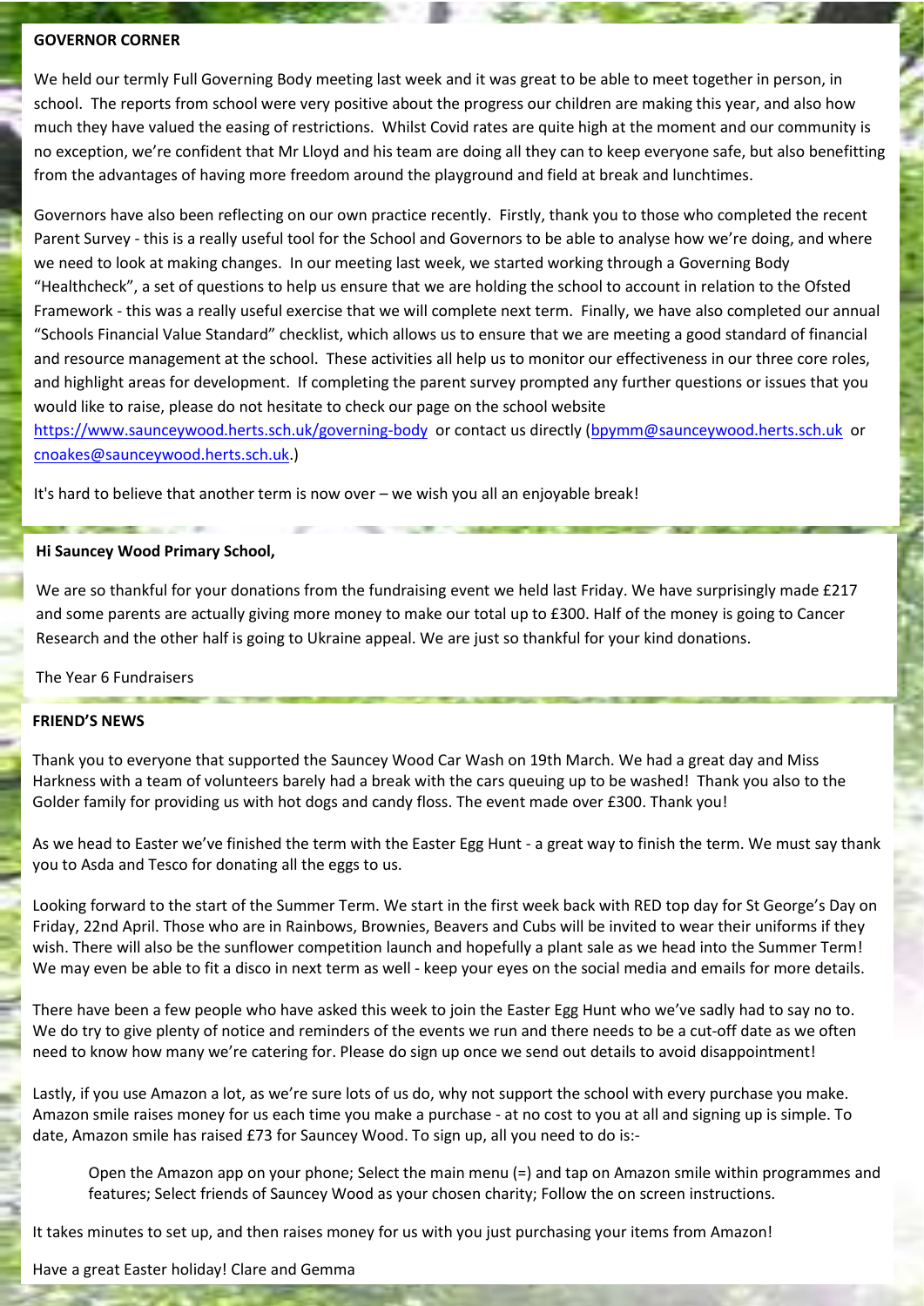## GOVERNOR CORNER

We held our termly Full Governing Body meeting last week and it was great to be able to meet together in person, in school. The reports from school were very positive about the progress our children are making this year, and also how much they have valued the easing of restrictions. Whilst Covid rates are quite high at the moment and our community is no exception, we're confident that Mr Lloyd and his team are doing all they can to keep everyone safe, but also benefitting from the advantages of having more freedom around the playground and field at break and lunchtimes.

Governors have also been reflecting on our own practice recently. Firstly, thank you to those who completed the recent Parent Survey - this is a really useful tool for the School and Governors to be able to analyse how we're doing, and where we need to look at making changes. In our meeting last week, we started working through a Governing Body "Healthcheck", a set of questions to help us ensure that we are holding the school to account in relation to the Ofsted Framework - this was a really useful exercise that we will complete next term. Finally, we have also completed our annual "Schools Financial Value Standard" checklist, which allows us to ensure that we are meeting a good standard of financial and resource management at the school. These activities all help us to monitor our effectiveness in our three core roles, and highlight areas for development. If completing the parent survey prompted any further questions or issues that you would like to raise, please do not hesitate to check our page on the school website https://www.saunceywood.herts.sch.uk/governing-body or contact us directly (bpymm@saunceywood.herts.sch.uk or cnoakes@saunceywood.herts.sch.uk.)

It's hard to believe that another term is now over – we wish you all an enjoyable break!

**Hi Sauncey Wood Primary School,**

We are so thankful for your donations from the fundraising event we held last Friday. We have surprisingly made £217 and some parents are actually giving more money to make our total up to £300. Half of the money is going to Cancer Research and the other half is going to Ukraine appeal. We are just so thankful for your kind donations.

The Year 6 Fundraisers

## FRIEND'S NEWS

Thank you to everyone that supported the Sauncey Wood Car Wash on 19th March. We had a great day and Miss Harkness with a team of volunteers barely had a break with the cars queuing up to be washed! Thank you also to the Golder family for providing us with hot dogs and candy floss. The event made over £300. Thank you!

As we head to Easter we've finished the term with the Easter Egg Hunt - a great way to finish the term. We must say thank you to Asda and Tesco for donating all the eggs to us.

Looking forward to the start of the Summer Term. We start in the first week back with RED top day for St George's Day on Friday, 22nd April. Those who are in Rainbows, Brownies, Beavers and Cubs will be invited to wear their uniforms if they wish. There will also be the sunflower competition launch and hopefully a plant sale as we head into the Summer Term! We may even be able to fit a disco in next term as well - keep your eyes on the social media and emails for more details.

There have been a few people who have asked this week to join the Easter Egg Hunt who we've sadly had to say no to. We do try to give plenty of notice and reminders of the events we run and there needs to be a cut-off date as we often need to know how many we're catering for. Please do sign up once we send out details to avoid disappointment!

Lastly, if you use Amazon a lot, as we're sure lots of us do, why not support the school with every purchase you make. Amazon smile raises money for us each time you make a purchase - at no cost to you at all and signing up is simple. To date, Amazon smile has raised £73 for Sauncey Wood. To sign up, all you need to do is:-

> Open the Amazon app on your phone; Select the main menu (=) and tap on Amazon smile within programmes and features; Select friends of Sauncey Wood as your chosen charity; Follow the on screen instructions.

It takes minutes to set up, and then raises money for us with you just purchasing your items from Amazon!

Have a great Easter holiday! Clare and Gemma